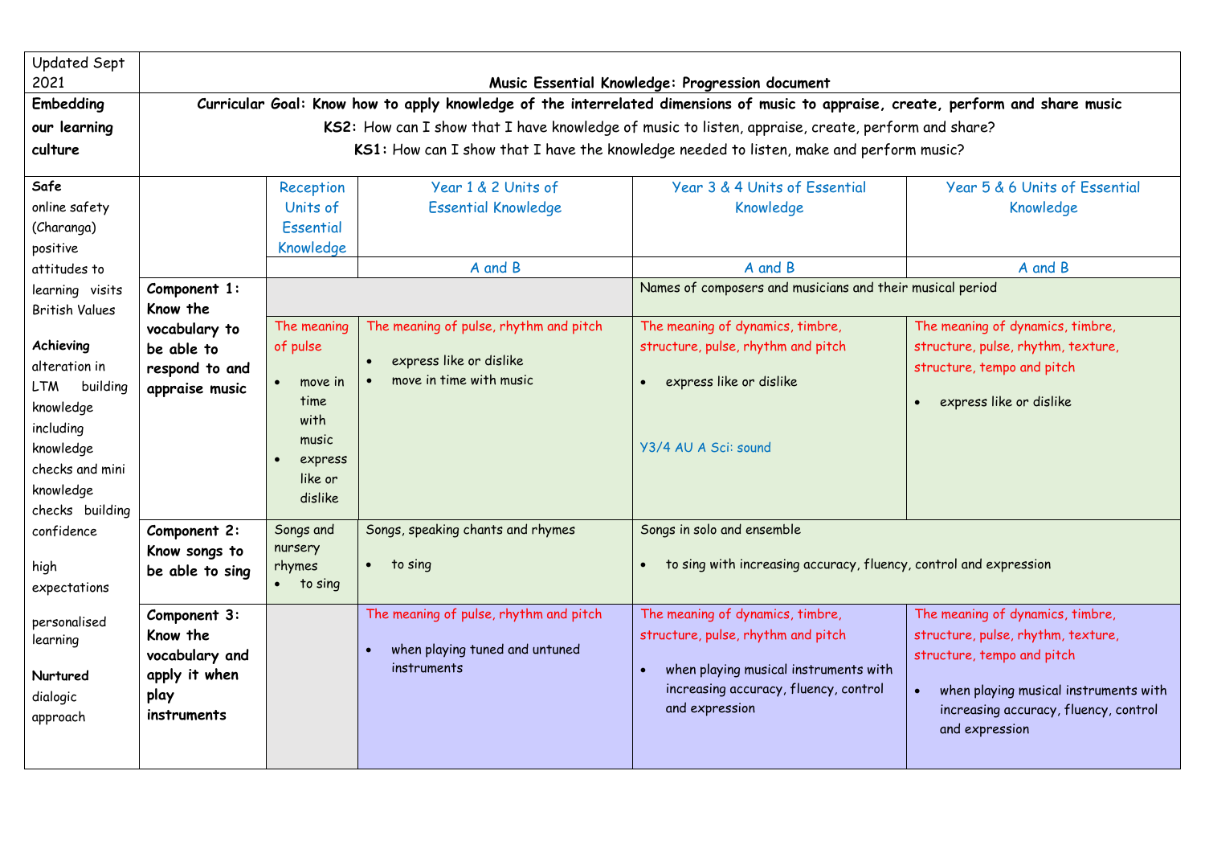| Updated Sept 2021 | Music Essential Knowledge: Progression document | | | | |
|---|---|---|---|---|---|
| **Embedding our learning culture** | **Curricular Goal: Know how to apply knowledge of the interrelated dimensions of music to appraise, create, perform and share music**<br>**KS2:** How can I show that I have knowledge of music to listen, appraise, create, perform and share?<br>**KS1:** How can I show that I have the knowledge needed to listen, make and perform music? | | | | |
| **Safe**<br>online safety (Charanga)<br>positive attitudes to learning visits British Values<br><br>**Achieving**<br>alteration in LTM building knowledge including knowledge checks and mini knowledge checks building confidence<br><br>high expectations<br><br>personalised learning<br><br>**Nurtured**<br>dialogic approach | | Reception Units of Essential Knowledge | Year 1 & 2 Units of Essential Knowledge | Year 3 & 4 Units of Essential Knowledge | Year 5 & 6 Units of Essential Knowledge |
| | | | A and B | A and B | A and B |
| | **Component 1: Know the vocabulary to be able to respond to and appraise music** | | | Names of composers and musicians and their musical period | |
| | | The meaning of pulse<br>• move in time with music<br>• express like or dislike | The meaning of pulse, rhythm and pitch<br>• express like or dislike<br>• move in time with music | The meaning of dynamics, timbre, structure, pulse, rhythm and pitch<br>• express like or dislike<br><br>Y3/4 AU A Sci: sound | The meaning of dynamics, timbre, structure, pulse, rhythm, texture, structure, tempo and pitch<br>• express like or dislike |
| | **Component 2: Know songs to be able to sing** | Songs and nursery rhymes<br>• to sing | Songs, speaking chants and rhymes<br>• to sing | Songs in solo and ensemble<br>• to sing with increasing accuracy, fluency, control and expression | |
| | **Component 3: Know the vocabulary and apply it when play instruments** | | The meaning of pulse, rhythm and pitch<br>• when playing tuned and untuned instruments | The meaning of dynamics, timbre, structure, pulse, rhythm and pitch<br>• when playing musical instruments with increasing accuracy, fluency, control and expression | The meaning of dynamics, timbre, structure, pulse, rhythm, texture, structure, tempo and pitch<br>• when playing musical instruments with increasing accuracy, fluency, control and expression |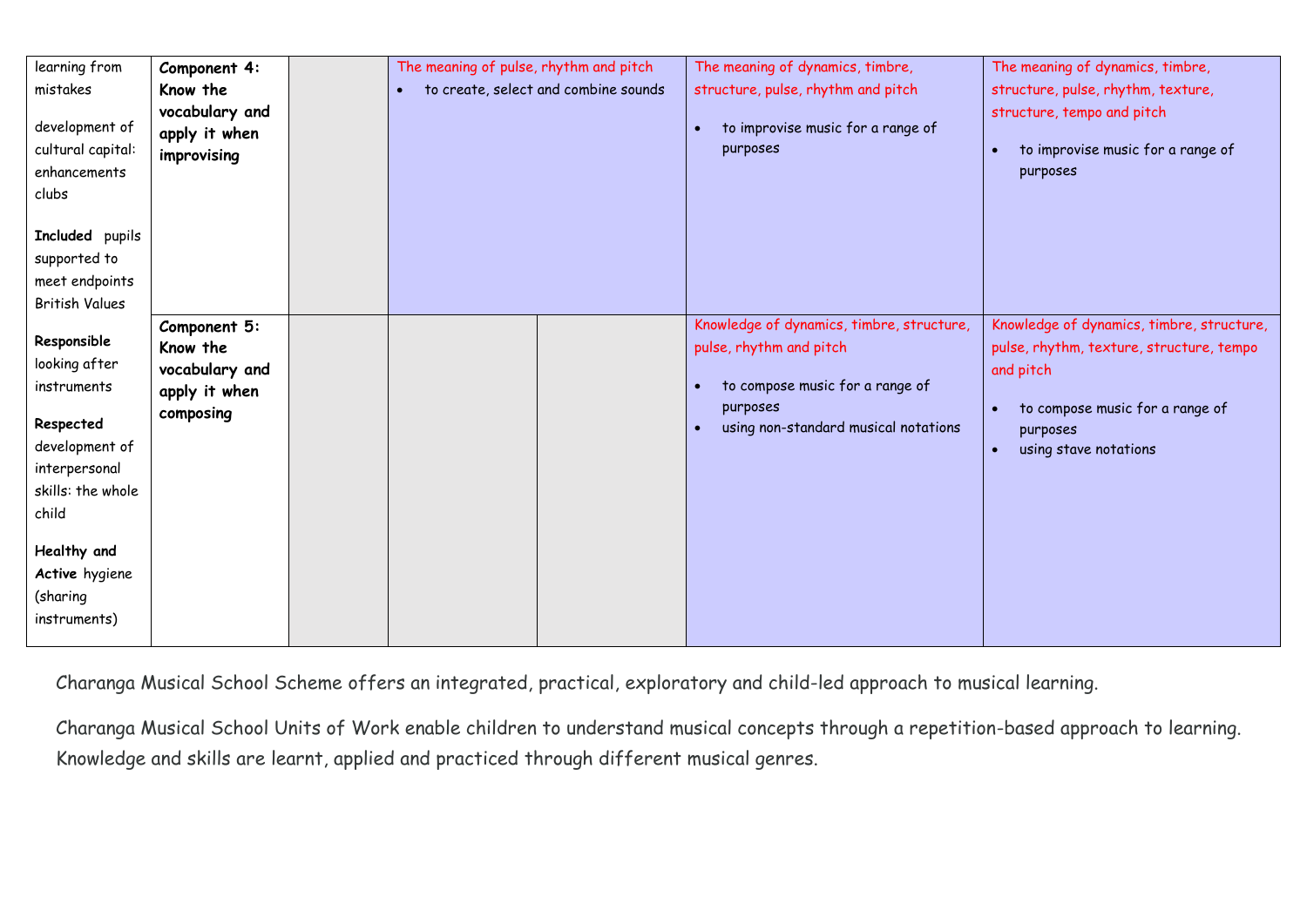| | | | | | | |
|---|---|---|---|---|---|---|
| learning from mistakes<br><br>development of cultural capital: enhancements clubs<br><br>**Included** pupils supported to meet endpoints British Values | **Component 4: Know the vocabulary and apply it when improvising** | | The meaning of pulse, rhythm and pitch<br>• to create, select and combine sounds | | The meaning of dynamics, timbre, structure, pulse, rhythm and pitch<br><br>• to improvise music for a range of purposes | The meaning of dynamics, timbre, structure, pulse, rhythm, texture, structure, tempo and pitch<br><br>• to improvise music for a range of purposes |
| **Responsible** looking after instruments<br><br>**Respected** development of interpersonal skills: the whole child<br><br>**Healthy and Active** hygiene (sharing instruments) | **Component 5: Know the vocabulary and apply it when composing** | | | | Knowledge of dynamics, timbre, structure, pulse, rhythm and pitch<br><br>• to compose music for a range of purposes<br>• using non-standard musical notations | Knowledge of dynamics, timbre, structure, pulse, rhythm, texture, structure, tempo and pitch<br><br>• to compose music for a range of purposes<br>• using stave notations |

Charanga Musical School Scheme offers an integrated, practical, exploratory and child-led approach to musical learning.

Charanga Musical School Units of Work enable children to understand musical concepts through a repetition-based approach to learning. Knowledge and skills are learnt, applied and practiced through different musical genres.